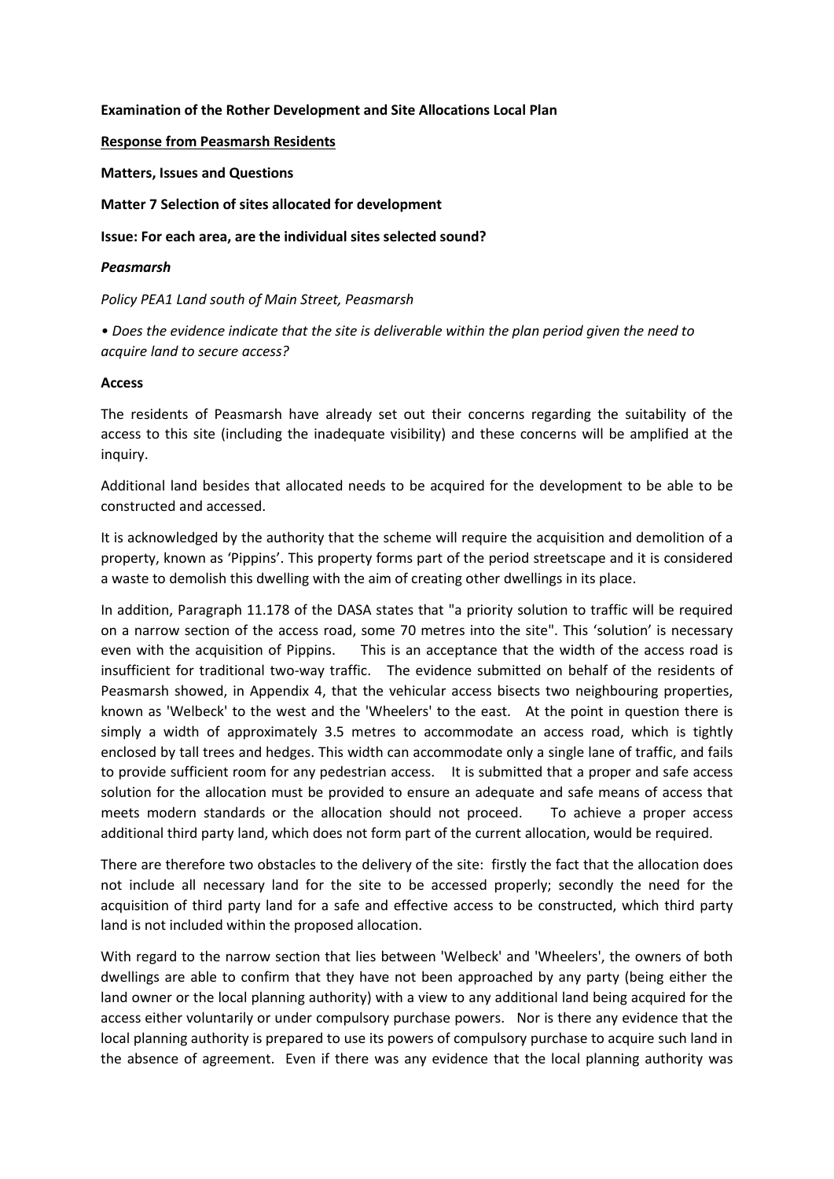**Examination of the Rother Development and Site Allocations Local Plan**

**Response from Peasmarsh Residents**

**Matters, Issues and Questions**

**Matter 7 Selection of sites allocated for development**

**Issue: For each area, are the individual sites selected sound?**

***Peasmarsh***

*Policy PEA1 Land south of Main Street, Peasmarsh*

*• Does the evidence indicate that the site is deliverable within the plan period given the need to acquire land to secure access?*

**Access**

The residents of Peasmarsh have already set out their concerns regarding the suitability of the access to this site (including the inadequate visibility) and these concerns will be amplified at the inquiry.

Additional land besides that allocated needs to be acquired for the development to be able to be constructed and accessed.

It is acknowledged by the authority that the scheme will require the acquisition and demolition of a property, known as 'Pippins'. This property forms part of the period streetscape and it is considered a waste to demolish this dwelling with the aim of creating other dwellings in its place.

In addition, Paragraph 11.178 of the DASA states that "a priority solution to traffic will be required on a narrow section of the access road, some 70 metres into the site". This 'solution' is necessary even with the acquisition of Pippins. This is an acceptance that the width of the access road is insufficient for traditional two-way traffic. The evidence submitted on behalf of the residents of Peasmarsh showed, in Appendix 4, that the vehicular access bisects two neighbouring properties, known as 'Welbeck' to the west and the 'Wheelers' to the east. At the point in question there is simply a width of approximately 3.5 metres to accommodate an access road, which is tightly enclosed by tall trees and hedges. This width can accommodate only a single lane of traffic, and fails to provide sufficient room for any pedestrian access. It is submitted that a proper and safe access solution for the allocation must be provided to ensure an adequate and safe means of access that meets modern standards or the allocation should not proceed. To achieve a proper access additional third party land, which does not form part of the current allocation, would be required.

There are therefore two obstacles to the delivery of the site: firstly the fact that the allocation does not include all necessary land for the site to be accessed properly; secondly the need for the acquisition of third party land for a safe and effective access to be constructed, which third party land is not included within the proposed allocation.

With regard to the narrow section that lies between 'Welbeck' and 'Wheelers', the owners of both dwellings are able to confirm that they have not been approached by any party (being either the land owner or the local planning authority) with a view to any additional land being acquired for the access either voluntarily or under compulsory purchase powers. Nor is there any evidence that the local planning authority is prepared to use its powers of compulsory purchase to acquire such land in the absence of agreement. Even if there was any evidence that the local planning authority was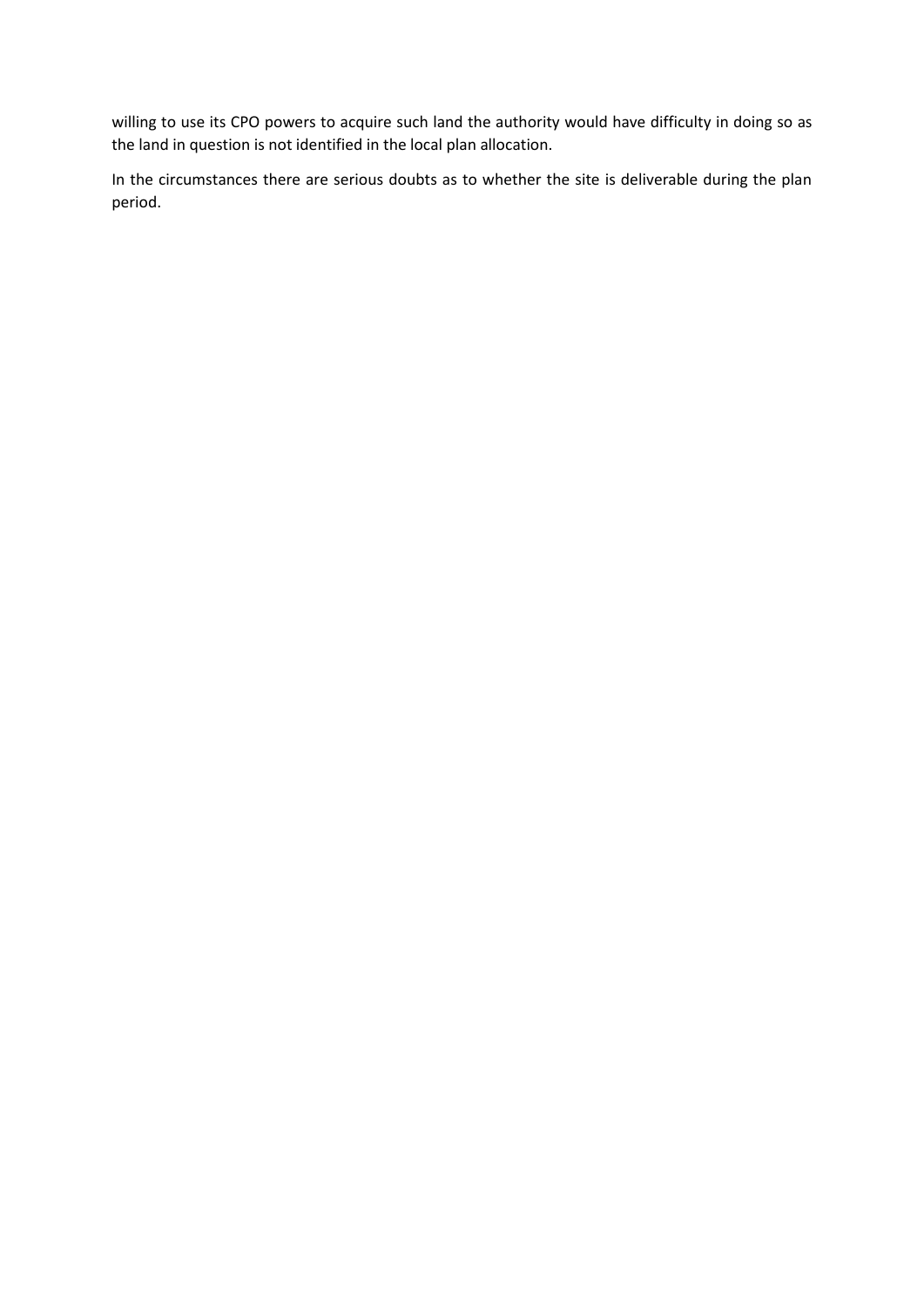willing to use its CPO powers to acquire such land the authority would have difficulty in doing so as the land in question is not identified in the local plan allocation.

In the circumstances there are serious doubts as to whether the site is deliverable during the plan period.